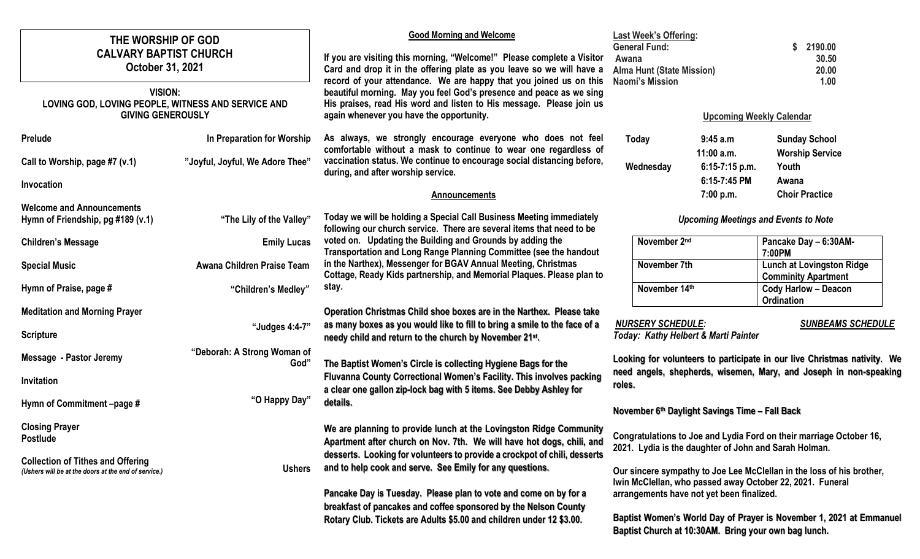# THE WORSHIP OF GOD
# CALVARY BAPTIST CHURCH
**October 31, 2021**

**VISION:**
**LOVING GOD, LOVING PEOPLE, WITNESS AND SERVICE AND GIVING GENEROUSLY**

| | |
|---|---|
| **Prelude** | **In Preparation for Worship** |
| **Call to Worship, page #7 (v.1)** | **"Joyful, Joyful, We Adore Thee"** |
| **Invocation** | |
| **Welcome and Announcements** | |
| **Hymn of Friendship, pg #189 (v.1)** | **"The Lily of the Valley"** |
| **Children's Message** | **Emily Lucas** |
| **Special Music** | **Awana Children Praise Team** |
| **Hymn of Praise, page #** | **"Children's Medley"** |
| **Meditation and Morning Prayer** | |
| **Scripture** | **"Judges 4:4-7"** |
| **Message - Pastor Jeremy** | **"Deborah: A Strong Woman of God"** |
| **Invitation** | |
| **Hymn of Commitment –page #** | **"O Happy Day"** |
| **Closing Prayer** | |
| **Postlude** | |
| **Collection of Tithes and Offering** *(Ushers will be at the doors at the end of service.)* | **Ushers** |

### Good Morning and Welcome

**If you are visiting this morning, "Welcome!" Please complete a Visitor Card and drop it in the offering plate as you leave so we will have a record of your attendance. We are happy that you joined us on this beautiful morning. May you feel God's presence and peace as we sing His praises, read His word and listen to His message. Please join us again whenever you have the opportunity.**

**As always, we strongly encourage everyone who does not feel comfortable without a mask to continue to wear one regardless of vaccination status. We continue to encourage social distancing before, during, and after worship service.**

### Announcements

**Today we will be holding a Special Call Business Meeting immediately following our church service. There are several items that need to be voted on. Updating the Building and Grounds by adding the Transportation and Long Range Planning Committee (see the handout in the Narthex), Messenger for BGAV Annual Meeting, Christmas Cottage, Ready Kids partnership, and Memorial Plaques. Please plan to stay.**

**Operation Christmas Child shoe boxes are in the Narthex. Please take as many boxes as you would like to fill to bring a smile to the face of a needy child and return to the church by November 21st.**

**The Baptist Women's Circle is collecting Hygiene Bags for the Fluvanna County Correctional Women's Facility. This involves packing a clear one gallon zip-lock bag with 5 items. See Debby Ashley for details.**

**We are planning to provide lunch at the Lovingston Ridge Community Apartment after church on Nov. 7th. We will have hot dogs, chili, and desserts. Looking for volunteers to provide a crockpot of chili, desserts and to help cook and serve. See Emily for any questions.**

**Pancake Day is Tuesday. Please plan to vote and come on by for a breakfast of pancakes and coffee sponsored by the Nelson County Rotary Club. Tickets are Adults $5.00 and children under 12 $3.00.**

**Last Week's Offering:**

| | |
|---|---|
| **General Fund:** | **$ 2190.00** |
| **Awana** | **30.50** |
| **Alma Hunt (State Mission)** | **20.00** |
| **Naomi's Mission** | **1.00** |

### Upcoming Weekly Calendar

| | | |
|---|---|---|
| **Today** | **9:45 a.m** | **Sunday School** |
| | **11:00 a.m.** | **Worship Service** |
| **Wednesday** | **6:15-7:15 p.m.** | **Youth** |
| | **6:15-7:45 PM** | **Awana** |
| | **7:00 p.m.** | **Choir Practice** |

***Upcoming Meetings and Events to Note***

| | |
|---|---|
| **November 2nd** | **Pancake Day – 6:30AM-7:00PM** |
| **November 7th** | **Lunch at Lovingston Ridge Comminity Apartment** |
| **November 14th** | **Cody Harlow – Deacon Ordination** |

***NURSERY SCHEDULE:*** ***SUNBEAMS SCHEDULE***

***Today: Kathy Helbert & Marti Painter***

**Looking for volunteers to participate in our live Christmas nativity. We need angels, shepherds, wisemen, Mary, and Joseph in non-speaking roles.**

**November 6th Daylight Savings Time – Fall Back**

**Congratulations to Joe and Lydia Ford on their marriage October 16, 2021. Lydia is the daughter of John and Sarah Holman.**

**Our sincere sympathy to Joe Lee McClellan in the loss of his brother, Iwin McClellan, who passed away October 22, 2021. Funeral arrangements have not yet been finalized.**

**Baptist Women's World Day of Prayer is November 1, 2021 at Emmanuel Baptist Church at 10:30AM. Bring your own bag lunch.**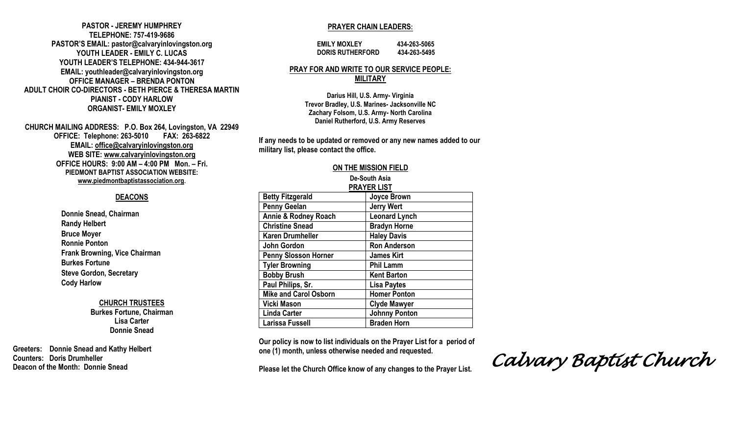**PASTOR - JEREMY HUMPHREY**
**TELEPHONE: 757-419-9686**
**PASTOR'S EMAIL: pastor@calvaryinlovingston.org**
**YOUTH LEADER - EMILY C. LUCAS**
**YOUTH LEADER'S TELEPHONE: 434-944-3617**
**EMAIL: youthleader@calvaryinlovingston.org**
**OFFICE MANAGER – BRENDA PONTON**
**ADULT CHOIR CO-DIRECTORS - BETH PIERCE & THERESA MARTIN**
**PIANIST - CODY HARLOW**
**ORGANIST- EMILY MOXLEY**

**CHURCH MAILING ADDRESS: P.O. Box 264, Lovingston, VA 22949**
**OFFICE: Telephone: 263-5010 FAX: 263-6822**
**EMAIL: office@calvaryinlovingston.org**
**WEB SITE: www.calvaryinlovingston.org**
**OFFICE HOURS: 9:00 AM – 4:00 PM Mon. – Fri.**
**PIEDMONT BAPTIST ASSOCIATION WEBSITE:**
**www.piedmontbaptistassociation.org.**

## DEACONS

**Donnie Snead, Chairman**
**Randy Helbert**
**Bruce Moyer**
**Ronnie Ponton**
**Frank Browning, Vice Chairman**
**Burkes Fortune**
**Steve Gordon, Secretary**
**Cody Harlow**

## CHURCH TRUSTEES

**Burkes Fortune, Chairman**
**Lisa Carter**
**Donnie Snead**

**Greeters: Donnie Snead and Kathy Helbert**
**Counters: Doris Drumheller**
**Deacon of the Month: Donnie Snead**

## PRAYER CHAIN LEADERS:

**EMILY MOXLEY 434-263-5065**
**DORIS RUTHERFORD 434-263-5495**

## PRAY FOR AND WRITE TO OUR SERVICE PEOPLE:

### MILITARY

**Darius Hill, U.S. Army- Virginia**
**Trevor Bradley, U.S. Marines- Jacksonville NC**
**Zachary Folsom, U.S. Army- North Carolina**
**Daniel Rutherford, U.S. Army Reserves**

**If any needs to be updated or removed or any new names added to our military list, please contact the office.**

## ON THE MISSION FIELD

**De-South Asia**

## PRAYER LIST

| | |
|---|---|
| Betty Fitzgerald | Joyce Brown |
| Penny Geelan | Jerry Wert |
| Annie & Rodney Roach | Leonard Lynch |
| Christine Snead | Bradyn Horne |
| Karen Drumheller | Haley Davis |
| John Gordon | Ron Anderson |
| Penny Slosson Horner | James Kirt |
| Tyler Browning | Phil Lamm |
| Bobby Brush | Kent Barton |
| Paul Philips, Sr. | Lisa Paytes |
| Mike and Carol Osborn | Homer Ponton |
| Vicki Mason | Clyde Mawyer |
| Linda Carter | Johnny Ponton |
| Larissa Fussell | Braden Horn |

**Our policy is now to list individuals on the Prayer List for a period of one (1) month, unless otherwise needed and requested.**

**Please let the Church Office know of any changes to the Prayer List.**

*Calvary Baptist Church*